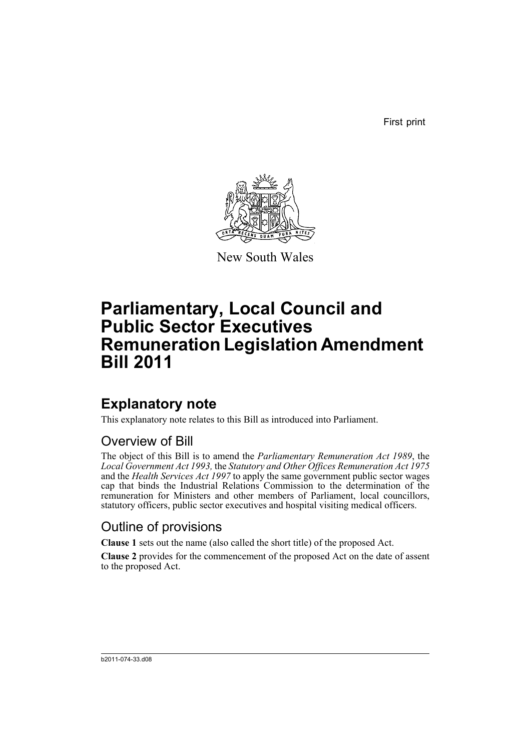First print

New South Wales

# Parliamentary, Local Council and Public Sector Executives Remuneration Legislation Amendment Bill 2011

## Explanatory note

This explanatory note relates to this Bill as introduced into Parliament.

### Overview of Bill

The object of this Bill is to amend the *Parliamentary Remuneration Act 1989*, the *Local Government Act 1993,* the *Statutory and Other Offices Remuneration Act 1975* and the *Health Services Act 1997* to apply the same government public sector wages cap that binds the Industrial Relations Commission to the determination of the remuneration for Ministers and other members of Parliament, local councillors, statutory officers, public sector executives and hospital visiting medical officers.

### Outline of provisions

**Clause 1** sets out the name (also called the short title) of the proposed Act.

**Clause 2** provides for the commencement of the proposed Act on the date of assent to the proposed Act.

b2011-074-33.d08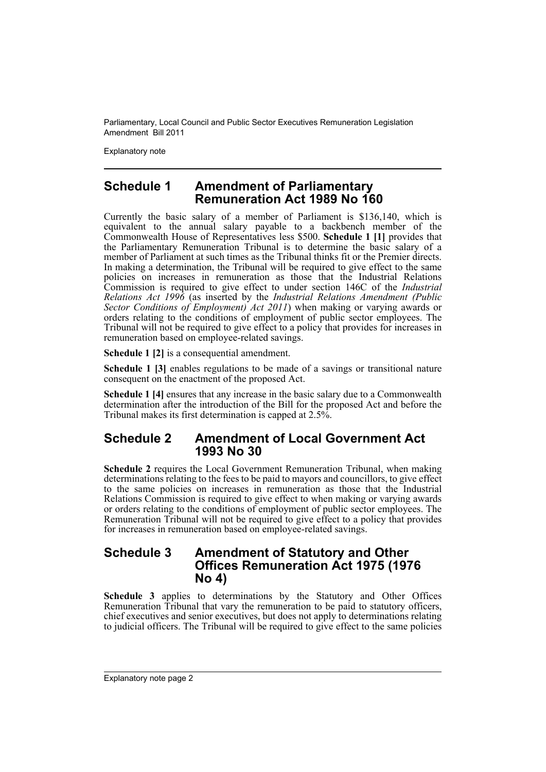## Schedule 1 Amendment of Parliamentary Remuneration Act 1989 No 160

Currently the basic salary of a member of Parliament is $136,140, which is equivalent to the annual salary payable to a backbench member of the Commonwealth House of Representatives less $500. **Schedule 1 [1]** provides that the Parliamentary Remuneration Tribunal is to determine the basic salary of a member of Parliament at such times as the Tribunal thinks fit or the Premier directs. In making a determination, the Tribunal will be required to give effect to the same policies on increases in remuneration as those that the Industrial Relations Commission is required to give effect to under section 146C of the *Industrial Relations Act 1996* (as inserted by the *Industrial Relations Amendment (Public Sector Conditions of Employment) Act 2011*) when making or varying awards or orders relating to the conditions of employment of public sector employees. The Tribunal will not be required to give effect to a policy that provides for increases in remuneration based on employee-related savings.

**Schedule 1 [2]** is a consequential amendment.

**Schedule 1 [3]** enables regulations to be made of a savings or transitional nature consequent on the enactment of the proposed Act.

**Schedule 1 [4]** ensures that any increase in the basic salary due to a Commonwealth determination after the introduction of the Bill for the proposed Act and before the Tribunal makes its first determination is capped at 2.5%.

## Schedule 2 Amendment of Local Government Act 1993 No 30

**Schedule 2** requires the Local Government Remuneration Tribunal, when making determinations relating to the fees to be paid to mayors and councillors, to give effect to the same policies on increases in remuneration as those that the Industrial Relations Commission is required to give effect to when making or varying awards or orders relating to the conditions of employment of public sector employees. The Remuneration Tribunal will not be required to give effect to a policy that provides for increases in remuneration based on employee-related savings.

## Schedule 3 Amendment of Statutory and Other Offices Remuneration Act 1975 (1976 No 4)

**Schedule 3** applies to determinations by the Statutory and Other Offices Remuneration Tribunal that vary the remuneration to be paid to statutory officers, chief executives and senior executives, but does not apply to determinations relating to judicial officers. The Tribunal will be required to give effect to the same policies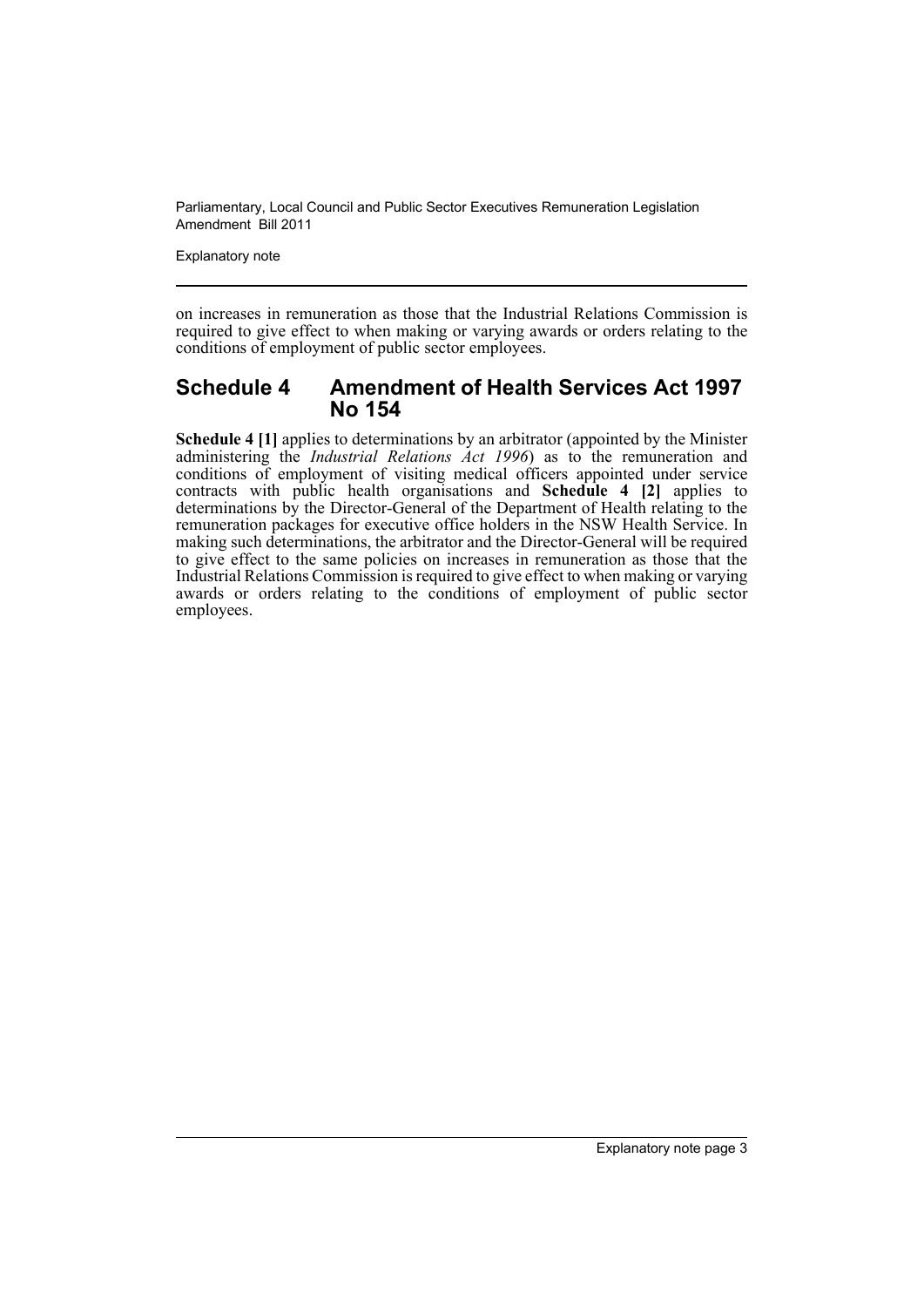on increases in remuneration as those that the Industrial Relations Commission is required to give effect to when making or varying awards or orders relating to the conditions of employment of public sector employees.

## Schedule 4 Amendment of Health Services Act 1997 No 154

**Schedule 4 [1]** applies to determinations by an arbitrator (appointed by the Minister administering the *Industrial Relations Act 1996*) as to the remuneration and conditions of employment of visiting medical officers appointed under service contracts with public health organisations and **Schedule 4 [2]** applies to determinations by the Director-General of the Department of Health relating to the remuneration packages for executive office holders in the NSW Health Service. In making such determinations, the arbitrator and the Director-General will be required to give effect to the same policies on increases in remuneration as those that the Industrial Relations Commission is required to give effect to when making or varying awards or orders relating to the conditions of employment of public sector employees.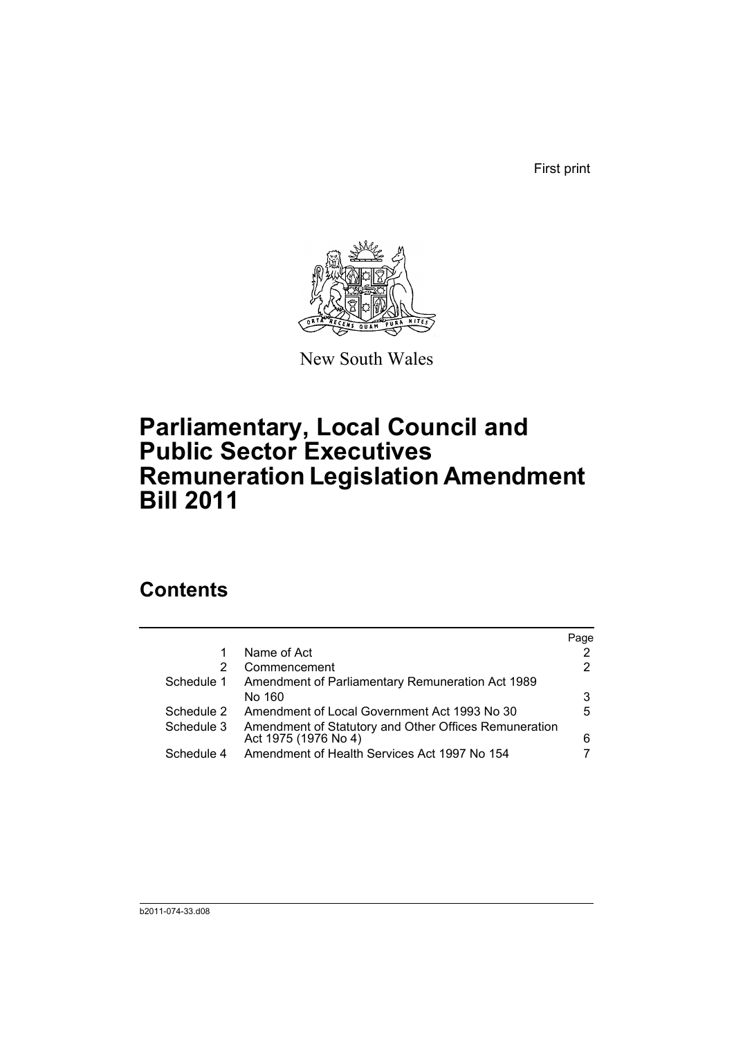First print

New South Wales

# Parliamentary, Local Council and Public Sector Executives Remuneration Legislation Amendment Bill 2011

## Contents

| | | Page |
|---|---|---|
| 1 | Name of Act | 2 |
| 2 | Commencement | 2 |
| Schedule 1 | Amendment of Parliamentary Remuneration Act 1989 No 160 | 3 |
| Schedule 2 | Amendment of Local Government Act 1993 No 30 | 5 |
| Schedule 3 | Amendment of Statutory and Other Offices Remuneration Act 1975 (1976 No 4) | 6 |
| Schedule 4 | Amendment of Health Services Act 1997 No 154 | 7 |

b2011-074-33.d08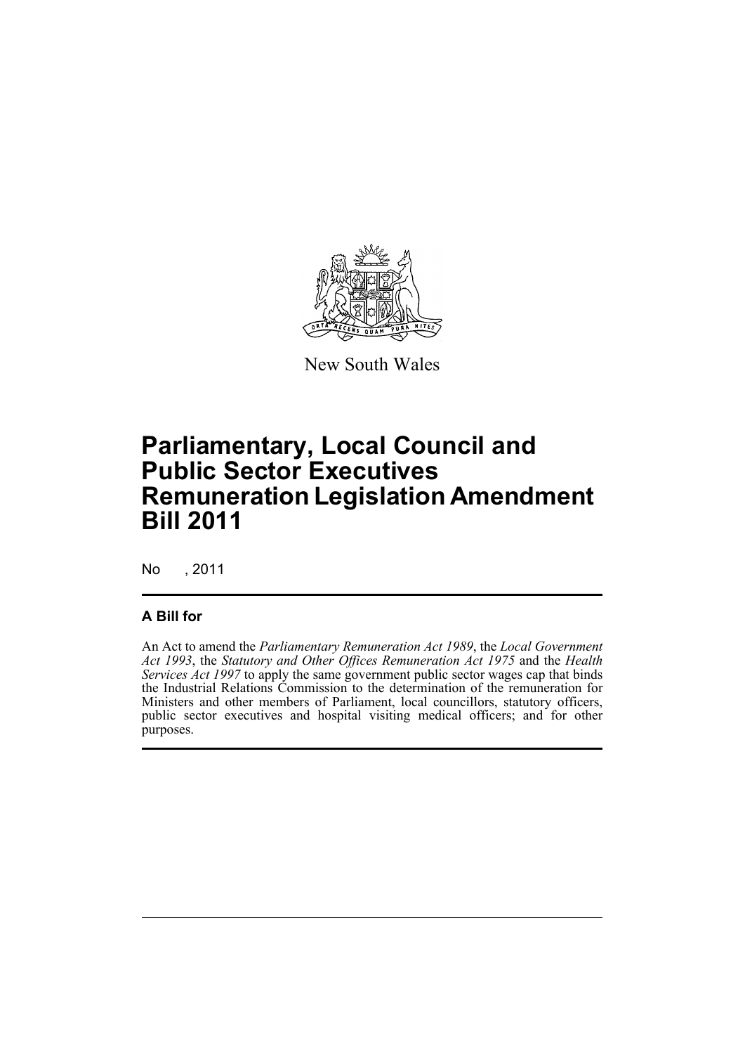New South Wales

# Parliamentary, Local Council and Public Sector Executives Remuneration Legislation Amendment Bill 2011

No , 2011

## A Bill for

An Act to amend the *Parliamentary Remuneration Act 1989*, the *Local Government Act 1993*, the *Statutory and Other Offices Remuneration Act 1975* and the *Health Services Act 1997* to apply the same government public sector wages cap that binds the Industrial Relations Commission to the determination of the remuneration for Ministers and other members of Parliament, local councillors, statutory officers, public sector executives and hospital visiting medical officers; and for other purposes.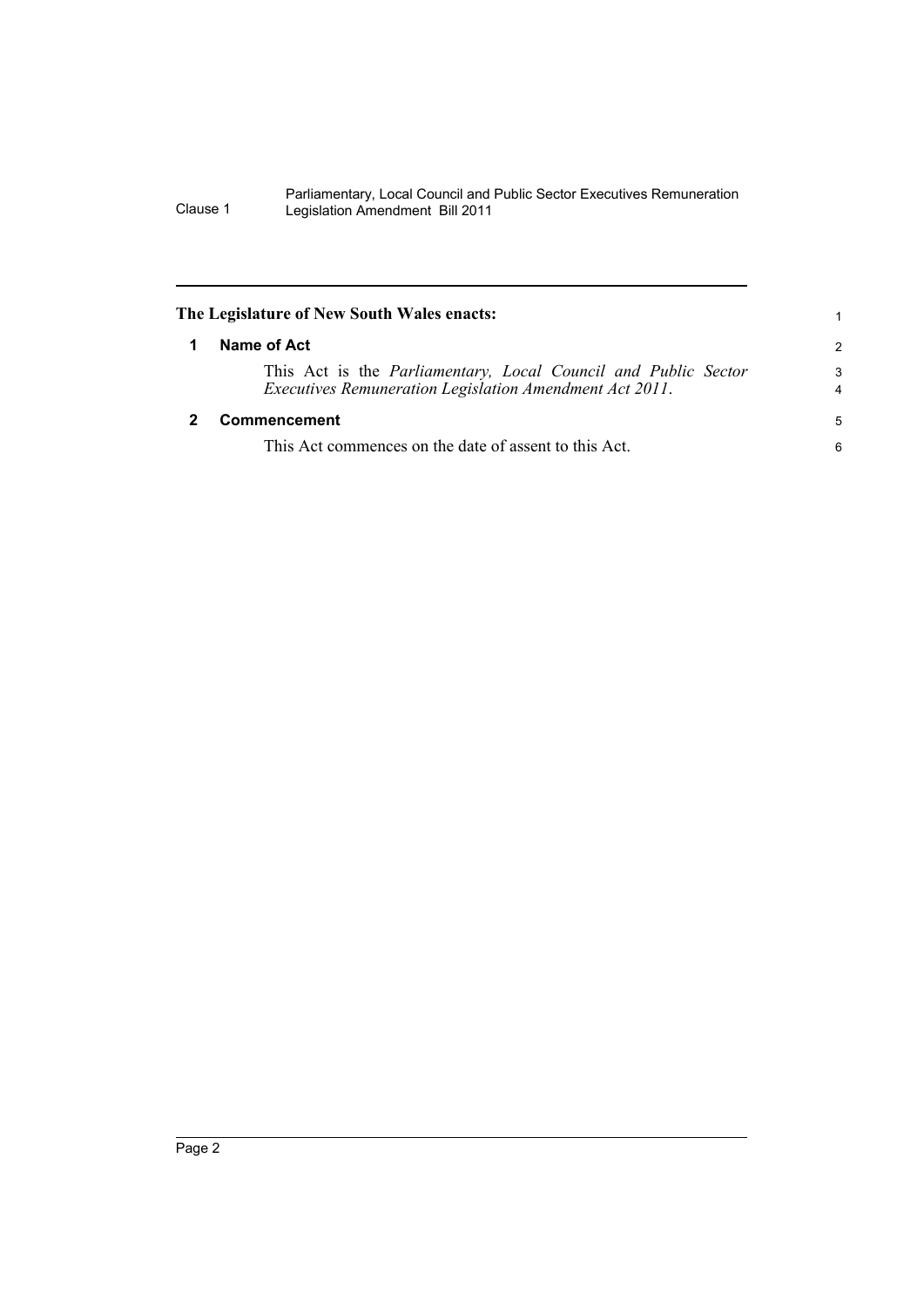**The Legislature of New South Wales enacts:**

## 1 Name of Act

This Act is the *Parliamentary, Local Council and Public Sector Executives Remuneration Legislation Amendment Act 2011*.

## 2 Commencement

This Act commences on the date of assent to this Act.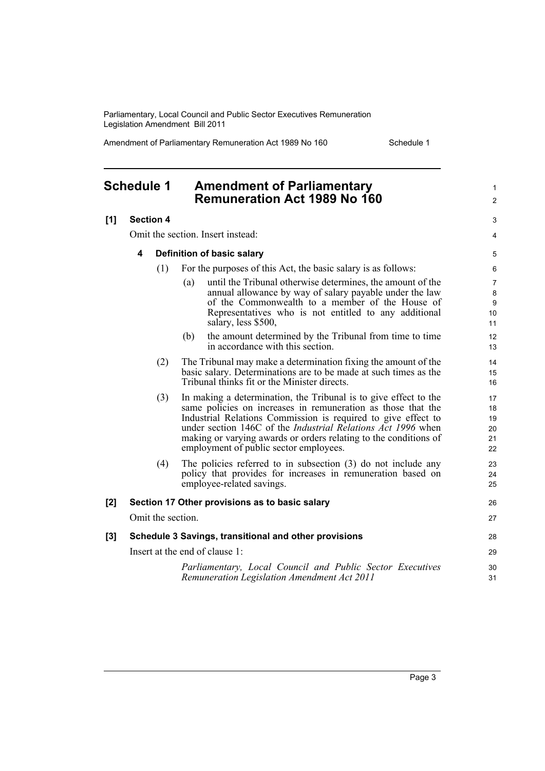# Schedule 1 Amendment of Parliamentary Remuneration Act 1989 No 160

**[1] Section 4**

Omit the section. Insert instead:

**4 Definition of basic salary**

(1) For the purposes of this Act, the basic salary is as follows:

(a) until the Tribunal otherwise determines, the amount of the annual allowance by way of salary payable under the law of the Commonwealth to a member of the House of Representatives who is not entitled to any additional salary, less $500,

(b) the amount determined by the Tribunal from time to time in accordance with this section.

(2) The Tribunal may make a determination fixing the amount of the basic salary. Determinations are to be made at such times as the Tribunal thinks fit or the Minister directs.

(3) In making a determination, the Tribunal is to give effect to the same policies on increases in remuneration as those that the Industrial Relations Commission is required to give effect to under section 146C of the *Industrial Relations Act 1996* when making or varying awards or orders relating to the conditions of employment of public sector employees.

(4) The policies referred to in subsection (3) do not include any policy that provides for increases in remuneration based on employee-related savings.

**[2] Section 17 Other provisions as to basic salary**

Omit the section.

**[3] Schedule 3 Savings, transitional and other provisions**

Insert at the end of clause 1:

*Parliamentary, Local Council and Public Sector Executives Remuneration Legislation Amendment Act 2011*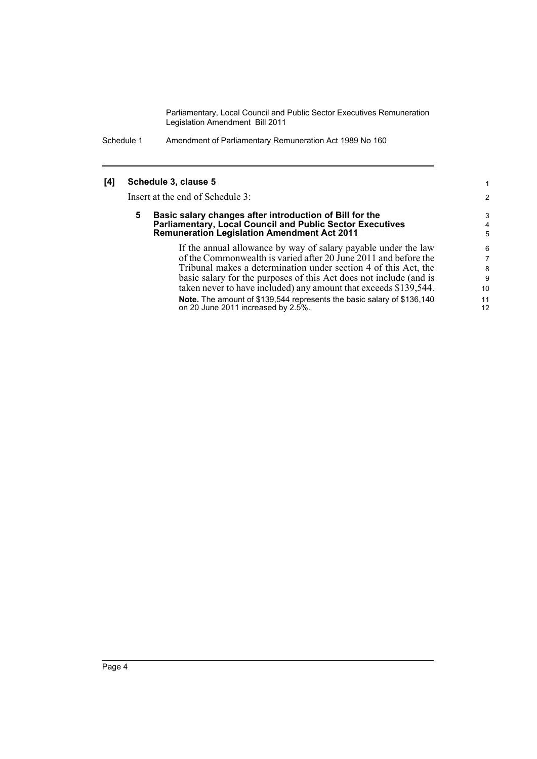**[4] Schedule 3, clause 5**

Insert at the end of Schedule 3:

**5 Basic salary changes after introduction of Bill for the Parliamentary, Local Council and Public Sector Executives Remuneration Legislation Amendment Act 2011**

If the annual allowance by way of salary payable under the law of the Commonwealth is varied after 20 June 2011 and before the Tribunal makes a determination under section 4 of this Act, the basic salary for the purposes of this Act does not include (and is taken never to have included) any amount that exceeds $139,544.

**Note.** The amount of $139,544 represents the basic salary of $136,140 on 20 June 2011 increased by 2.5%.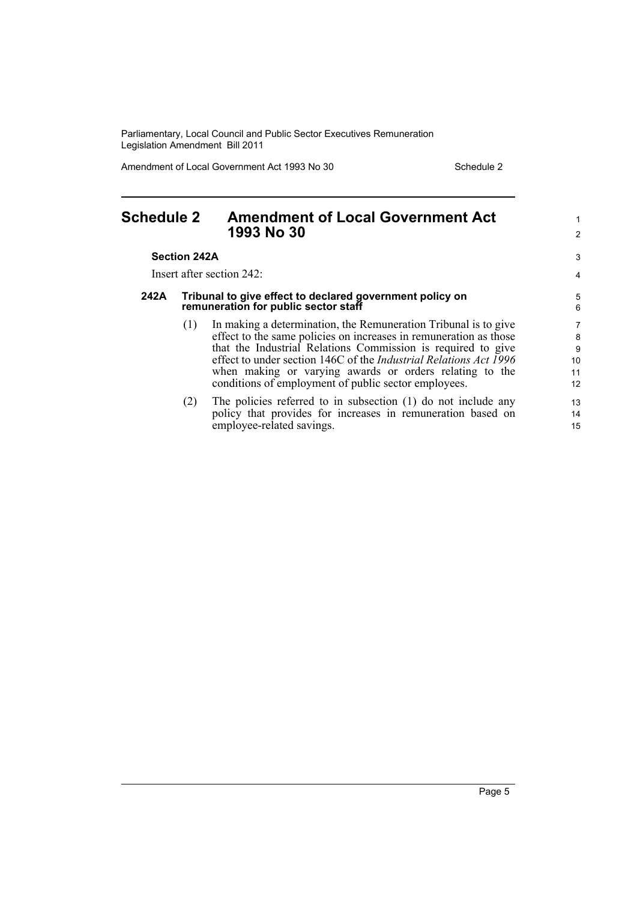# Schedule 2 Amendment of Local Government Act 1993 No 30

**Section 242A**

Insert after section 242:

### 242A Tribunal to give effect to declared government policy on remuneration for public sector staff

(1) In making a determination, the Remuneration Tribunal is to give effect to the same policies on increases in remuneration as those that the Industrial Relations Commission is required to give effect to under section 146C of the *Industrial Relations Act 1996* when making or varying awards or orders relating to the conditions of employment of public sector employees.

(2) The policies referred to in subsection (1) do not include any policy that provides for increases in remuneration based on employee-related savings.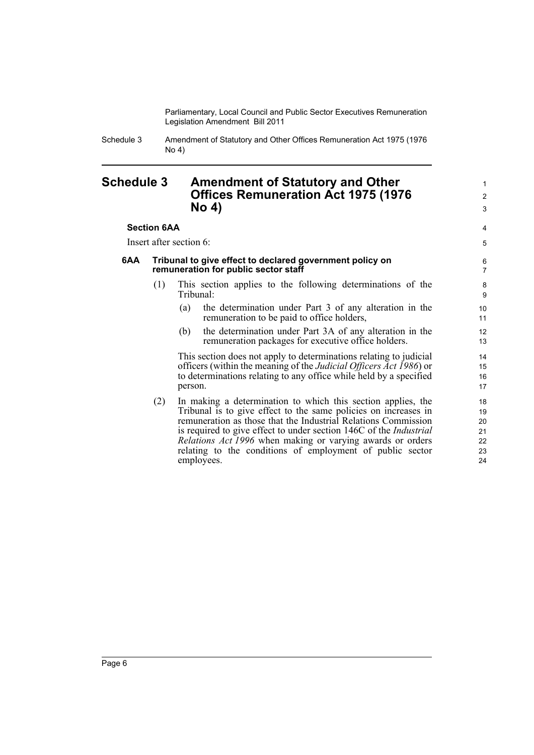# Schedule 3 Amendment of Statutory and Other Offices Remuneration Act 1975 (1976 No 4)

**Section 6AA**

Insert after section 6:

**6AA Tribunal to give effect to declared government policy on remuneration for public sector staff**

(1) This section applies to the following determinations of the Tribunal:

- (a) the determination under Part 3 of any alteration in the remuneration to be paid to office holders,
- (b) the determination under Part 3A of any alteration in the remuneration packages for executive office holders.

This section does not apply to determinations relating to judicial officers (within the meaning of the *Judicial Officers Act 1986*) or to determinations relating to any office while held by a specified person.

(2) In making a determination to which this section applies, the Tribunal is to give effect to the same policies on increases in remuneration as those that the Industrial Relations Commission is required to give effect to under section 146C of the *Industrial Relations Act 1996* when making or varying awards or orders relating to the conditions of employment of public sector employees.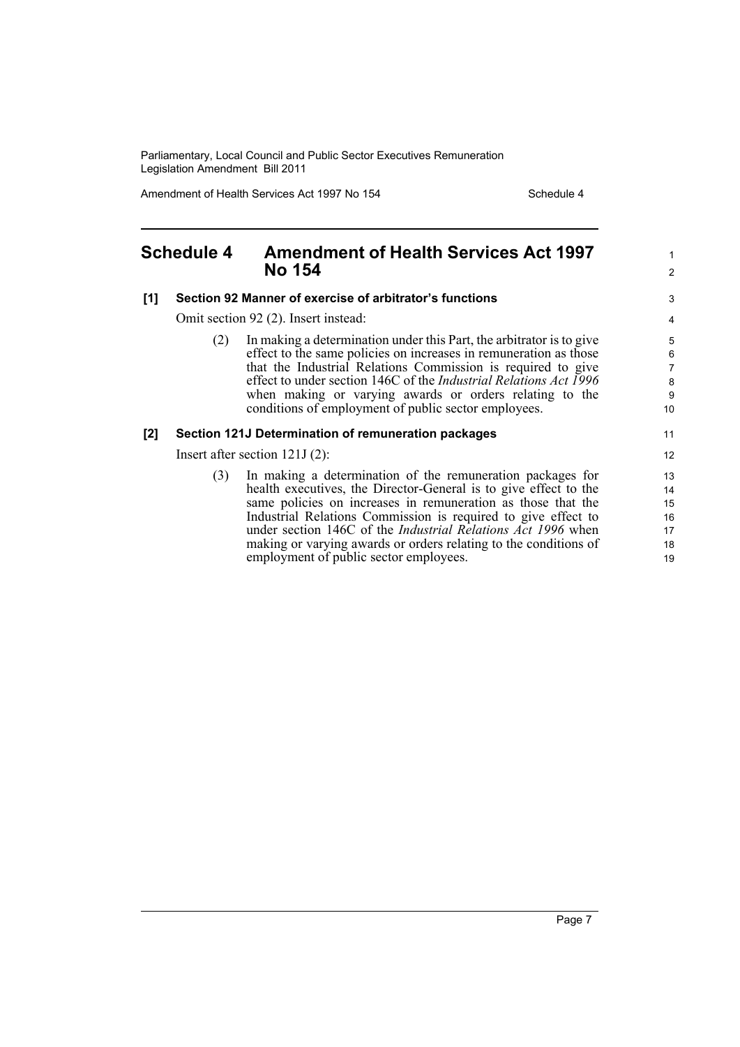## Schedule 4 Amendment of Health Services Act 1997 No 154

**[1] Section 92 Manner of exercise of arbitrator's functions**

Omit section 92 (2). Insert instead:

(2) In making a determination under this Part, the arbitrator is to give effect to the same policies on increases in remuneration as those that the Industrial Relations Commission is required to give effect to under section 146C of the *Industrial Relations Act 1996* when making or varying awards or orders relating to the conditions of employment of public sector employees.

**[2] Section 121J Determination of remuneration packages**

Insert after section 121J (2):

(3) In making a determination of the remuneration packages for health executives, the Director-General is to give effect to the same policies on increases in remuneration as those that the Industrial Relations Commission is required to give effect to under section 146C of the *Industrial Relations Act 1996* when making or varying awards or orders relating to the conditions of employment of public sector employees.